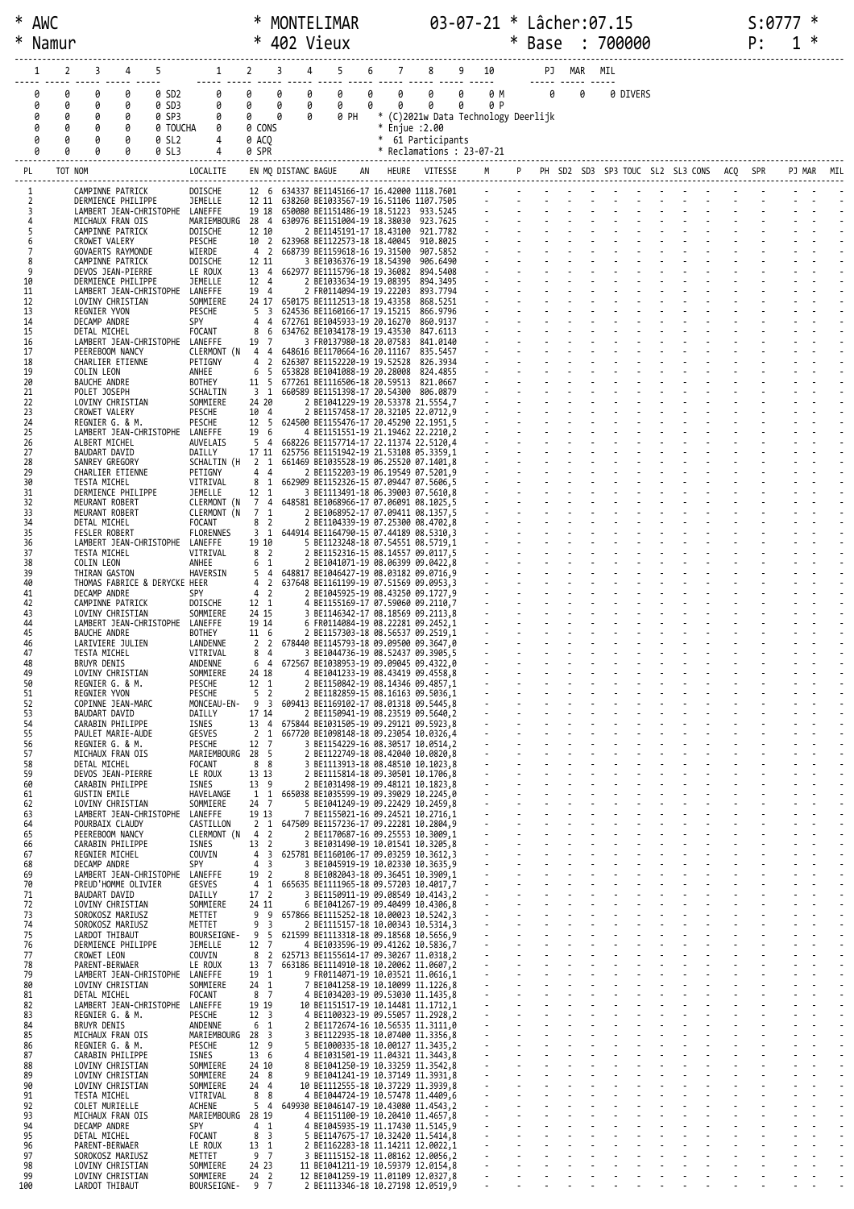\* AWC \* MONTELIMAR 03-07-21 \* Lâcher:07.15 S:0777 \*
\* Namur \* 402 Vieux \* Base : 700000 P: 1 \*

| 1 | 2 | 3 | 4 | 5 | | 1 | 2 | 3 | 4 | 5 | 6 | 7 | 8 | 9 | 10 | | PJ | MAR | MIL |
|---|---|---|---|---|---|---|---|---|---|---|---|---|---|---|---|---|---|---|---|
| 0 | 0 | 0 | 0 | 0 | SD2 | 0 | 0 | 0 | 0 | 0 | 0 | 0 | 0 | 0 | 0 | M | 0 | 0 | 0 DIVERS |
| 0 | 0 | 0 | 0 | 0 | SD3 | 0 | 0 | 0 | 0 | 0 | 0 | 0 | 0 | 0 | 0 | P | | | |
| 0 | 0 | 0 | 0 | 0 | SP3 | 0 | 0 | 0 | 0 | 0 PH | | | | | | | | | |
| 0 | 0 | 0 | 0 | 0 | TOUCHA | 0 | 0 CONS | | | | | | | | | | | | |
| 0 | 0 | 0 | 0 | 0 | SL2 | 4 | 0 ACQ | | | | | | | | | | | | |
| 0 | 0 | 0 | 0 | 0 | SL3 | 4 | 0 SPR | | | | | | | | | | | | |

\* (C)2021w Data Technology Deerlijk
\* Enjue :2.00
\* 61 Participants
\* Reclamations : 23-07-21

| PL | TOT NOM | LOCALITE | EN | MQ | DISTANC | BAGUE | AN | HEURE | VITESSE |
|---|---|---|---|---|---|---|---|---|---|
| 1 | CAMPINNE PATRICK | DOISCHE | 12 | 6 | 634337 | BE1145166-17 | | 16.42000 | 1118.7601 |
| 2 | DERMIENCE PHILIPPE | JEMELLE | 12 | 11 | 638260 | BE1033567-19 | | 16.51106 | 1107.7505 |
| 3 | LAMBERT JEAN-CHRISTOPHE | LANEFFE | 19 | 18 | 650080 | BE1151486-19 | | 18.51223 | 933.5245 |
| 4 | MICHAUX FRAN OIS | MARIEMBOURG | 28 | 4 | 630976 | BE1151004-19 | | 18.38030 | 923.7625 |
| 5 | CAMPINNE PATRICK | DOISCHE | 12 | 10 | | 2 BE1145191-17 | | 18.43100 | 921.7782 |
| 6 | CROWET VALERY | PESCHE | 10 | 2 | 623968 | BE1122573-18 | | 18.40045 | 910.8025 |
| 7 | GOVAERTS RAYMONDE | WIERDE | 4 | 2 | 668739 | BE1159618-16 | | 19.31500 | 907.5852 |
| 8 | CAMPINNE PATRICK | DOISCHE | 12 | 11 | | 3 BE1036376-19 | | 18.54390 | 906.6490 |
| 9 | DEVOS JEAN-PIERRE | LE ROUX | 13 | 4 | 662977 | BE1115796-18 | | 19.36082 | 894.5408 |
| 10 | DERMIENCE PHILIPPE | JEMELLE | 12 | 4 | | 2 BE1033634-19 | | 19.08395 | 894.3495 |
| 11 | LAMBERT JEAN-CHRISTOPHE | LANEFFE | 19 | 4 | | 2 FR0114094-19 | | 19.22203 | 893.7794 |
| 12 | LOVINY CHRISTIAN | SOMMIERE | 24 | 17 | 650175 | BE1112513-18 | | 19.43358 | 868.5251 |
| 13 | REGNIER YVON | PESCHE | 5 | 3 | 624536 | BE1160166-17 | | 19.15215 | 866.9796 |
| 14 | DECAMP ANDRE | SPY | 4 | 4 | 672761 | BE1045933-19 | | 20.16270 | 860.9137 |
| 15 | DETAL MICHEL | FOCANT | 8 | 6 | 634762 | BE1034178-19 | | 19.43530 | 847.6113 |
| 16 | LAMBERT JEAN-CHRISTOPHE | LANEFFE | 19 | 7 | | 3 FR0137980-18 | | 20.07583 | 841.0140 |
| 17 | PEEREBOOM NANCY | CLERMONT (N | 4 | 4 | 648616 | BE1170664-16 | | 20.11167 | 835.5457 |
| 18 | CHARLIER ETIENNE | PETIGNY | 4 | 2 | 626307 | BE1152220-19 | | 19.52528 | 826.3934 |
| 19 | COLIN LEON | ANHEE | 6 | 5 | 653828 | BE1041088-19 | | 20.28008 | 824.4855 |
| 20 | BAUCHE ANDRE | BOTHEY | 11 | 5 | 677261 | BE1116506-18 | | 20.59513 | 821.0667 |
| 21 | POLET JOSEPH | SCHALTIN | 3 | 1 | 660589 | BE1151398-17 | | 20.54300 | 806.0879 |
| 22 | LOVINY CHRISTIAN | SOMMIERE | 24 | 20 | | 2 BE1041229-19 | | 20.53378 | 21.5554,7 |
| 23 | CROWET VALERY | PESCHE | 10 | 4 | | 2 BE1157458-17 | | 20.32105 | 22.0712,9 |
| 24 | REGNIER G. & M. | PESCHE | 12 | 5 | 624500 | BE1155476-17 | | 20.45290 | 22.1951,5 |
| 25 | LAMBERT JEAN-CHRISTOPHE | LANEFFE | 19 | 6 | | 4 BE1151551-19 | | 21.19462 | 22.2210,2 |
| 26 | ALBERT MICHEL | AUVELAIS | 5 | 4 | 668226 | BE1157714-17 | | 22.11374 | 22.5120,4 |
| 27 | BAUDART DAVID | DAILLY | 17 | 11 | 625756 | BE1151942-19 | | 21.53108 | 05.3359,1 |
| 28 | SANREY GREGORY | SCHALTIN (H | 2 | 1 | 661469 | BE1035528-19 | | 06.25520 | 07.1401,8 |
| 29 | CHARLIER ETIENNE | PETIGNY | 4 | 4 | | 2 BE1152203-19 | | 06.19549 | 07.5201,9 |
| 30 | TESTA MICHEL | VITRIVAL | 8 | 1 | 662909 | BE1152326-15 | | 07.09447 | 07.5606,5 |
| 31 | DERMIENCE PHILIPPE | JEMELLE | 12 | 1 | | 3 BE1113491-18 | | 06.39003 | 07.5610,8 |
| 32 | MEURANT ROBERT | CLERMONT (N | 7 | 4 | 648581 | BE1068966-17 | | 07.06091 | 08.1025,5 |
| 33 | MEURANT ROBERT | CLERMONT (N | 7 | 1 | | 2 BE1068952-17 | | 07.09411 | 08.1357,5 |
| 34 | DETAL MICHEL | FOCANT | 8 | 2 | | 2 BE1104339-19 | | 07.25300 | 08.4702,8 |
| 35 | FESLER ROBERT | FLORENNES | 3 | 1 | 644914 | BE1164790-15 | | 07.44189 | 08.5310,3 |
| 36 | LAMBERT JEAN-CHRISTOPHE | LANEFFE | 19 | 10 | | 5 BE1123248-18 | | 07.54551 | 08.5719,1 |
| 37 | TESTA MICHEL | VITRIVAL | 8 | 2 | | 2 BE1152316-15 | | 08.14557 | 09.0117,5 |
| 38 | COLIN LEON | ANHEE | 6 | 1 | | 2 BE1041071-19 | | 08.06399 | 09.0422,8 |
| 39 | THIRAN GASTON | HAVERSIN | 5 | 4 | 648817 | BE1046427-19 | | 08.03182 | 09.0716,9 |
| 40 | THOMAS FABRICE & DERYCKE | HEER | 4 | 2 | 637648 | BE1161199-19 | | 07.51569 | 09.0953,3 |
| 41 | DECAMP ANDRE | SPY | 4 | 2 | | 2 BE1045925-19 | | 08.43250 | 09.1727,9 |
| 42 | CAMPINNE PATRICK | DOISCHE | 12 | 1 | | 4 BE1155169-17 | | 07.59060 | 09.2110,7 |
| 43 | LOVINY CHRISTIAN | SOMMIERE | 24 | 15 | | 3 BE1146342-17 | | 08.18569 | 09.2113,8 |
| 44 | LAMBERT JEAN-CHRISTOPHE | LANEFFE | 19 | 14 | | 6 FR0114084-19 | | 08.22281 | 09.2452,1 |
| 45 | BAUCHE ANDRE | BOTHEY | 11 | 6 | | 2 BE1157303-18 | | 08.56537 | 09.2519,1 |
| 46 | LARIVIERE JULIEN | LANDENNE | 2 | 2 | 678440 | BE1145793-18 | | 09.09500 | 09.3647,0 |
| 47 | TESTA MICHEL | VITRIVAL | 8 | 4 | | 3 BE1044736-19 | | 08.52437 | 09.3905,5 |
| 48 | BRUYR DENIS | ANDENNE | 6 | 4 | 672567 | BE1038953-19 | | 09.09045 | 09.4322,0 |
| 49 | LOVINY CHRISTIAN | SOMMIERE | 24 | 18 | | 4 BE1041233-19 | | 08.43419 | 09.4558,8 |
| 50 | REGNIER G. & M. | PESCHE | 12 | 1 | | 2 BE1150842-19 | | 08.14346 | 09.4857,1 |
| 51 | REGNIER YVON | PESCHE | 5 | 2 | | 2 BE1182859-15 | | 08.16163 | 09.5036,1 |
| 52 | COPINNE JEAN-MARC | MONCEAU-EN- | 9 | 3 | 609413 | BE1169102-17 | | 08.01318 | 09.5445,8 |
| 53 | BAUDART DAVID | DAILLY | 17 | 14 | | 2 BE1150941-19 | | 08.23519 | 09.5640,2 |
| 54 | CARABIN PHILIPPE | ISNES | 13 | 4 | 675844 | BE1031505-19 | | 09.29121 | 09.5923,8 |
| 55 | PAULET MARIE-AUDE | GESVES | 2 | 1 | 667720 | BE1098148-18 | | 09.23054 | 10.0326,4 |
| 56 | REGNIER G. & M. | PESCHE | 12 | 7 | | 3 BE1154229-16 | | 08.30517 | 10.0514,2 |
| 57 | MICHAUX FRAN OIS | MARIEMBOURG | 28 | 5 | | 2 BE1122749-18 | | 08.42040 | 10.0820,8 |
| 58 | DETAL MICHEL | FOCANT | 8 | 8 | | 3 BE1113913-18 | | 08.48510 | 10.1023,8 |
| 59 | DEVOS JEAN-PIERRE | LE ROUX | 13 | 13 | | 2 BE1115814-18 | | 09.30501 | 10.1706,8 |
| 60 | CARABIN PHILIPPE | ISNES | 13 | 9 | | 2 BE1031498-19 | | 09.48121 | 10.1823,8 |
| 61 | GUSTIN EMILE | HAVELANGE | 1 | 1 | 665038 | BE1035599-19 | | 09.39029 | 10.2245,0 |
| 62 | LOVINY CHRISTIAN | SOMMIERE | 24 | 7 | | 5 BE1041249-19 | | 09.22429 | 10.2459,8 |
| 63 | LAMBERT JEAN-CHRISTOPHE | LANEFFE | 19 | 13 | | 7 BE1155021-16 | | 09.24521 | 10.2716,1 |
| 64 | POURBAIX CLAUDY | CASTILLON | 2 | 1 | 647509 | BE1157236-17 | | 09.22281 | 10.2804,9 |
| 65 | PEEREBOOM NANCY | CLERMONT (N | 4 | 2 | | 2 BE1170687-16 | | 09.25553 | 10.3009,1 |
| 66 | CARABIN PHILIPPE | ISNES | 13 | 2 | | 3 BE1031490-19 | | 10.01541 | 10.3205,8 |
| 67 | REGNIER MICHEL | COUVIN | 4 | 3 | 625781 | BE1160106-17 | | 09.03259 | 10.3612,3 |
| 68 | DECAMP ANDRE | SPY | 4 | 3 | | 3 BE1045919-19 | | 10.02330 | 10.3635,9 |
| 69 | LAMBERT JEAN-CHRISTOPHE | LANEFFE | 19 | 2 | | 8 BE1082043-18 | | 09.36451 | 10.3909,1 |
| 70 | PREUD'HOMME OLIVIER | GESVES | 4 | 1 | 665635 | BE1111965-18 | | 09.57203 | 10.4017,7 |
| 71 | BAUDART DAVID | DAILLY | 17 | 2 | | 3 BE1150911-19 | | 09.08549 | 10.4143,2 |
| 72 | LOVINY CHRISTIAN | SOMMIERE | 24 | 11 | | 6 BE1041267-19 | | 09.40499 | 10.4306,8 |
| 73 | SOROKOSZ MARIUSZ | METTET | 9 | 9 | 657866 | BE1115252-18 | | 10.00023 | 10.5242,3 |
| 74 | SOROKOSZ MARIUSZ | METTET | 9 | 3 | | 2 BE1115157-18 | | 10.00343 | 10.5314,3 |
| 75 | LARDOT THIBAUT | BOURSEIGNE- | 9 | 5 | 621599 | BE1113318-18 | | 09.18568 | 10.5656,9 |
| 76 | DERMIENCE PHILIPPE | JEMELLE | 12 | 7 | | 4 BE1033596-19 | | 09.41262 | 10.5836,7 |
| 77 | CROWET LEON | COUVIN | 8 | 2 | 625713 | BE1155614-17 | | 09.30267 | 11.0318,2 |
| 78 | PARENT-BERWAER | LE ROUX | 13 | 7 | 663186 | BE1114910-18 | | 10.20062 | 11.0607,2 |
| 79 | LAMBERT JEAN-CHRISTOPHE | LANEFFE | 19 | 1 | | 9 FR0114071-19 | | 10.03521 | 11.0616,1 |
| 80 | LOVINY CHRISTIAN | SOMMIERE | 24 | 1 | | 7 BE1041258-19 | | 10.10099 | 11.1226,8 |
| 81 | DETAL MICHEL | FOCANT | 8 | 7 | | 4 BE1034203-19 | | 09.53030 | 11.1435,8 |
| 82 | LAMBERT JEAN-CHRISTOPHE | LANEFFE | 19 | 19 | | 10 BE1151517-19 | | 10.14481 | 11.1712,1 |
| 83 | REGNIER G. & M. | PESCHE | 12 | 3 | | 4 BE1100323-19 | | 09.55057 | 11.2928,2 |
| 84 | BRUYR DENIS | ANDENNE | 6 | 1 | | 2 BE1172674-16 | | 10.56535 | 11.3111,0 |
| 85 | MICHAUX FRAN OIS | MARIEMBOURG | 28 | 3 | | 3 BE1122935-18 | | 10.07400 | 11.3356,8 |
| 86 | REGNIER G. & M. | PESCHE | 12 | 9 | | 5 BE1000335-18 | | 10.00127 | 11.3435,2 |
| 87 | CARABIN PHILIPPE | ISNES | 13 | 6 | | 4 BE1031501-19 | | 11.04321 | 11.3443,8 |
| 88 | LOVINY CHRISTIAN | SOMMIERE | 24 | 10 | | 8 BE1041250-19 | | 10.33259 | 11.3542,8 |
| 89 | LOVINY CHRISTIAN | SOMMIERE | 24 | 8 | | 9 BE1041241-19 | | 10.37149 | 11.3931,8 |
| 90 | LOVINY CHRISTIAN | SOMMIERE | 24 | 4 | | 10 BE1112555-18 | | 10.37229 | 11.3939,8 |
| 91 | TESTA MICHEL | VITRIVAL | 8 | 8 | | 4 BE1044724-19 | | 10.57478 | 11.4409,6 |
| 92 | COLET MURIELLE | ACHENE | 5 | 4 | 649930 | BE1046147-19 | | 10.43080 | 11.4543,2 |
| 93 | MICHAUX FRAN OIS | MARIEMBOURG | 28 | 19 | | 4 BE1151100-19 | | 10.20410 | 11.4657,8 |
| 94 | DECAMP ANDRE | SPY | 4 | 1 | | 4 BE1045935-19 | | 11.17430 | 11.5145,9 |
| 95 | DETAL MICHEL | FOCANT | 8 | 3 | | 5 BE1147675-17 | | 10.32420 | 11.5414,8 |
| 96 | PARENT-BERWAER | LE ROUX | 13 | 1 | | 2 BE1162283-18 | | 11.14211 | 12.0022,1 |
| 97 | SOROKOSZ MARIUSZ | METTET | 9 | 7 | | 3 BE1115152-18 | | 11.08162 | 12.0056,2 |
| 98 | LOVINY CHRISTIAN | SOMMIERE | 24 | 23 | | 11 BE1041211-19 | | 10.59379 | 12.0154,8 |
| 99 | LOVINY CHRISTIAN | SOMMIERE | 24 | 2 | | 12 BE1041259-19 | | 11.01109 | 12.0327,8 |
| 100 | LARDOT THIBAUT | BOURSEIGNE- | 9 | 7 | | 2 BE1113346-18 | | 10.27198 | 12.0519,9 |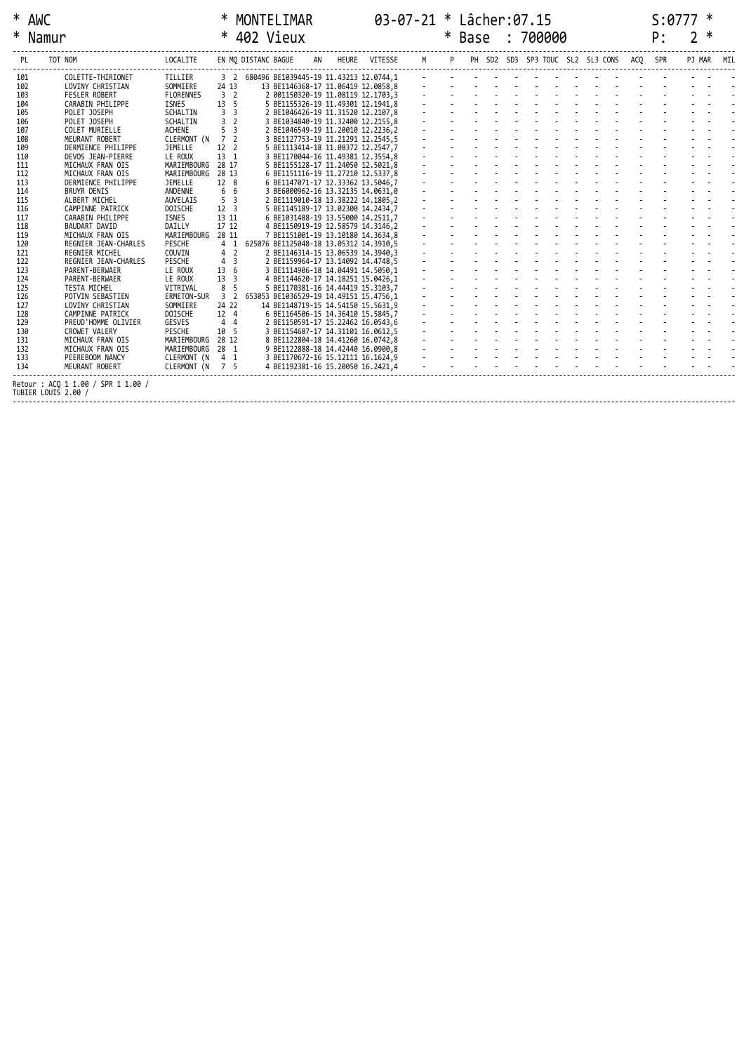\* AWC * MONTELIMAR 03-07-21 * Lâcher:07.15 S:0777 *

\* Namur * 402 Vieux * Base : 700000 P: 2 *

| PL | TOT NOM | LOCALITE | EN MQ | DISTANC BAGUE | AN | HEURE | VITESSE | M | P | PH | SD2 | SD3 | SP3 | TOUC | SL2 | SL3 | CONS | ACQ | SPR | PJ | MAR | MIL |
|---|---|---|---|---|---|---|---|---|---|---|---|---|---|---|---|---|---|---|---|---|---|---|
| 101 | COLETTE-THIRIONET | TILLIER | 3 2 | 680496 BE1039445 | 19 | 11.43213 | 12.0744,1 | - | - | - | - | - | - | - | - | - | - | - | - | - | - | - |
| 102 | LOVINY CHRISTIAN | SOMMIERE | 24 13 | 13 BE1146368 | 17 | 11.06419 | 12.0858,8 | - | - | - | - | - | - | - | - | - | - | - | - | - | - | - |
| 103 | FESLER ROBERT | FLORENNES | 3 2 | 2 001150320 | 19 | 11.08119 | 12.1703,3 | - | - | - | - | - | - | - | - | - | - | - | - | - | - | - |
| 104 | CARABIN PHILIPPE | ISNES | 13 5 | 5 BE1155326 | 19 | 11.49301 | 12.1941,8 | - | - | - | - | - | - | - | - | - | - | - | - | - | - | - |
| 105 | POLET JOSEPH | SCHALTIN | 3 3 | 2 BE1046426 | 19 | 11.31520 | 12.2107,8 | - | - | - | - | - | - | - | - | - | - | - | - | - | - | - |
| 106 | POLET JOSEPH | SCHALTIN | 3 2 | 3 BE1034840 | 19 | 11.32400 | 12.2155,8 | - | - | - | - | - | - | - | - | - | - | - | - | - | - | - |
| 107 | COLET MURIELLE | ACHENE | 5 3 | 2 BE1046549 | 19 | 11.20010 | 12.2236,2 | - | - | - | - | - | - | - | - | - | - | - | - | - | - | - |
| 108 | MEURANT ROBERT | CLERMONT (N | 7 2 | 3 BE1127753 | 19 | 11.21291 | 12.2545,5 | - | - | - | - | - | - | - | - | - | - | - | - | - | - | - |
| 109 | DERMIENCE PHILIPPE | JEMELLE | 12 2 | 5 BE1113414 | 18 | 11.08372 | 12.2547,7 | - | - | - | - | - | - | - | - | - | - | - | - | - | - | - |
| 110 | DEVOS JEAN-PIERRE | LE ROUX | 13 1 | 3 BE1170044 | 16 | 11.49381 | 12.3554,8 | - | - | - | - | - | - | - | - | - | - | - | - | - | - | - |
| 111 | MICHAUX FRAN OIS | MARIEMBOURG | 28 17 | 5 BE1155128 | 17 | 11.24050 | 12.5021,8 | - | - | - | - | - | - | - | - | - | - | - | - | - | - | - |
| 112 | MICHAUX FRAN OIS | MARIEMBOURG | 28 13 | 6 BE1151116 | 19 | 11.27210 | 12.5337,8 | - | - | - | - | - | - | - | - | - | - | - | - | - | - | - |
| 113 | DERMIENCE PHILIPPE | JEMELLE | 12 8 | 6 BE1147071 | 17 | 12.33362 | 13.5046,7 | - | - | - | - | - | - | - | - | - | - | - | - | - | - | - |
| 114 | BRUYR DENIS | ANDENNE | 6 6 | 3 BE6000962 | 16 | 13.32135 | 14.0631,0 | - | - | - | - | - | - | - | - | - | - | - | - | - | - | - |
| 115 | ALBERT MICHEL | AUVELAIS | 5 3 | 2 BE1119010 | 18 | 13.38222 | 14.1805,2 | - | - | - | - | - | - | - | - | - | - | - | - | - | - | - |
| 116 | CAMPINNE PATRICK | DOISCHE | 12 3 | 5 BE1145189 | 17 | 13.02300 | 14.2434,7 | - | - | - | - | - | - | - | - | - | - | - | - | - | - | - |
| 117 | CARABIN PHILIPPE | ISNES | 13 11 | 6 BE1031488 | 19 | 13.55000 | 14.2511,7 | - | - | - | - | - | - | - | - | - | - | - | - | - | - | - |
| 118 | BAUDART DAVID | DAILLY | 17 12 | 4 BE1150919 | 19 | 12.58579 | 14.3146,2 | - | - | - | - | - | - | - | - | - | - | - | - | - | - | - |
| 119 | MICHAUX FRAN OIS | MARIEMBOURG | 28 11 | 7 BE1151001 | 19 | 13.10180 | 14.3634,8 | - | - | - | - | - | - | - | - | - | - | - | - | - | - | - |
| 120 | REGNIER JEAN-CHARLES | PESCHE | 4 1 | 625076 BE1125048 | 18 | 13.05312 | 14.3910,5 | - | - | - | - | - | - | - | - | - | - | - | - | - | - | - |
| 121 | REGNIER MICHEL | COUVIN | 4 2 | 2 BE1146314 | 15 | 13.06539 | 14.3940,3 | - | - | - | - | - | - | - | - | - | - | - | - | - | - | - |
| 122 | REGNIER JEAN-CHARLES | PESCHE | 4 3 | 2 BE1159964 | 17 | 13.14092 | 14.4748,5 | - | - | - | - | - | - | - | - | - | - | - | - | - | - | - |
| 123 | PARENT-BERWAER | LE ROUX | 13 6 | 3 BE1114906 | 18 | 14.04491 | 14.5050,1 | - | - | - | - | - | - | - | - | - | - | - | - | - | - | - |
| 124 | PARENT-BERWAER | LE ROUX | 13 3 | 4 BE1144620 | 17 | 14.18251 | 15.0426,1 | - | - | - | - | - | - | - | - | - | - | - | - | - | - | - |
| 125 | TESTA MICHEL | VITRIVAL | 8 5 | 5 BE1170381 | 16 | 14.44419 | 15.3103,7 | - | - | - | - | - | - | - | - | - | - | - | - | - | - | - |
| 126 | POTVIN SEBASTIEN | ERMETON-SUR | 3 2 | 653053 BE1036529 | 19 | 14.49151 | 15.4756,1 | - | - | - | - | - | - | - | - | - | - | - | - | - | - | - |
| 127 | LOVINY CHRISTIAN | SOMMIERE | 24 22 | 14 BE1148719 | 15 | 14.54150 | 15.5631,9 | - | - | - | - | - | - | - | - | - | - | - | - | - | - | - |
| 128 | CAMPINNE PATRICK | DOISCHE | 12 4 | 6 BE1164506 | 15 | 14.36410 | 15.5845,7 | - | - | - | - | - | - | - | - | - | - | - | - | - | - | - |
| 129 | PREUD'HOMME OLIVIER | GESVES | 4 4 | 2 BE1150591 | 17 | 15.22462 | 16.0543,6 | - | - | - | - | - | - | - | - | - | - | - | - | - | - | - |
| 130 | CROWET VALERY | PESCHE | 10 5 | 3 BE1154687 | 17 | 14.31101 | 16.0612,5 | - | - | - | - | - | - | - | - | - | - | - | - | - | - | - |
| 131 | MICHAUX FRAN OIS | MARIEMBOURG | 28 12 | 8 BE1122804 | 18 | 14.41260 | 16.0742,8 | - | - | - | - | - | - | - | - | - | - | - | - | - | - | - |
| 132 | MICHAUX FRAN OIS | MARIEMBOURG | 28 1 | 9 BE1122888 | 18 | 14.42440 | 16.0900,8 | - | - | - | - | - | - | - | - | - | - | - | - | - | - | - |
| 133 | PEEREBOOM NANCY | CLERMONT (N | 4 1 | 3 BE1170672 | 16 | 15.12111 | 16.1624,9 | - | - | - | - | - | - | - | - | - | - | - | - | - | - | - |
| 134 | MEURANT ROBERT | CLERMONT (N | 7 5 | 4 BE1192381 | 16 | 15.20050 | 16.2421,4 | - | - | - | - | - | - | - | - | - | - | - | - | - | - | - |

Retour : ACQ 1 1.00 / SPR 1 1.00 /
TUBIER LOUIS 2.00 /